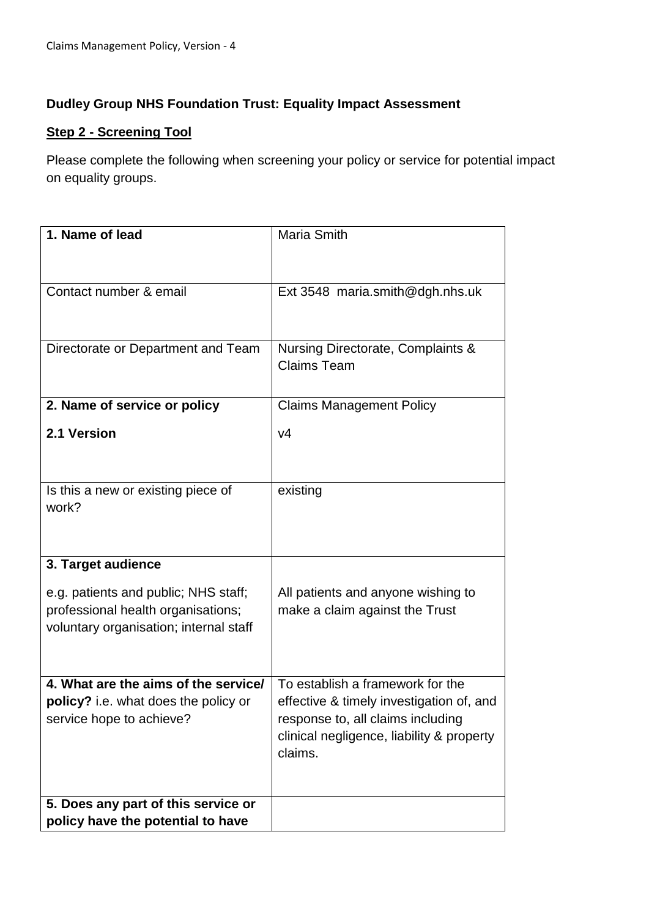**Dudley Group NHS Foundation Trust: Equality Impact Assessment**

**Step 2 - Screening Tool**

Please complete the following when screening your policy or service for potential impact on equality groups.

| **1. Name of lead** | Maria Smith |
|---|---|
| Contact number & email | Ext 3548 maria.smith@dgh.nhs.uk |
| Directorate or Department and Team | Nursing Directorate, Complaints & Claims Team |
| **2. Name of service or policy**<br><br>**2.1 Version** | Claims Management Policy<br><br>v4 |
| Is this a new or existing piece of work? | existing |
| **3. Target audience**<br><br>e.g. patients and public; NHS staff; professional health organisations; voluntary organisation; internal staff | All patients and anyone wishing to make a claim against the Trust |
| **4. What are the aims of the service/ policy?** i.e. what does the policy or service hope to achieve? | To establish a framework for the effective & timely investigation of, and response to, all claims including clinical negligence, liability & property claims. |
| **5. Does any part of this service or policy have the potential to have** | |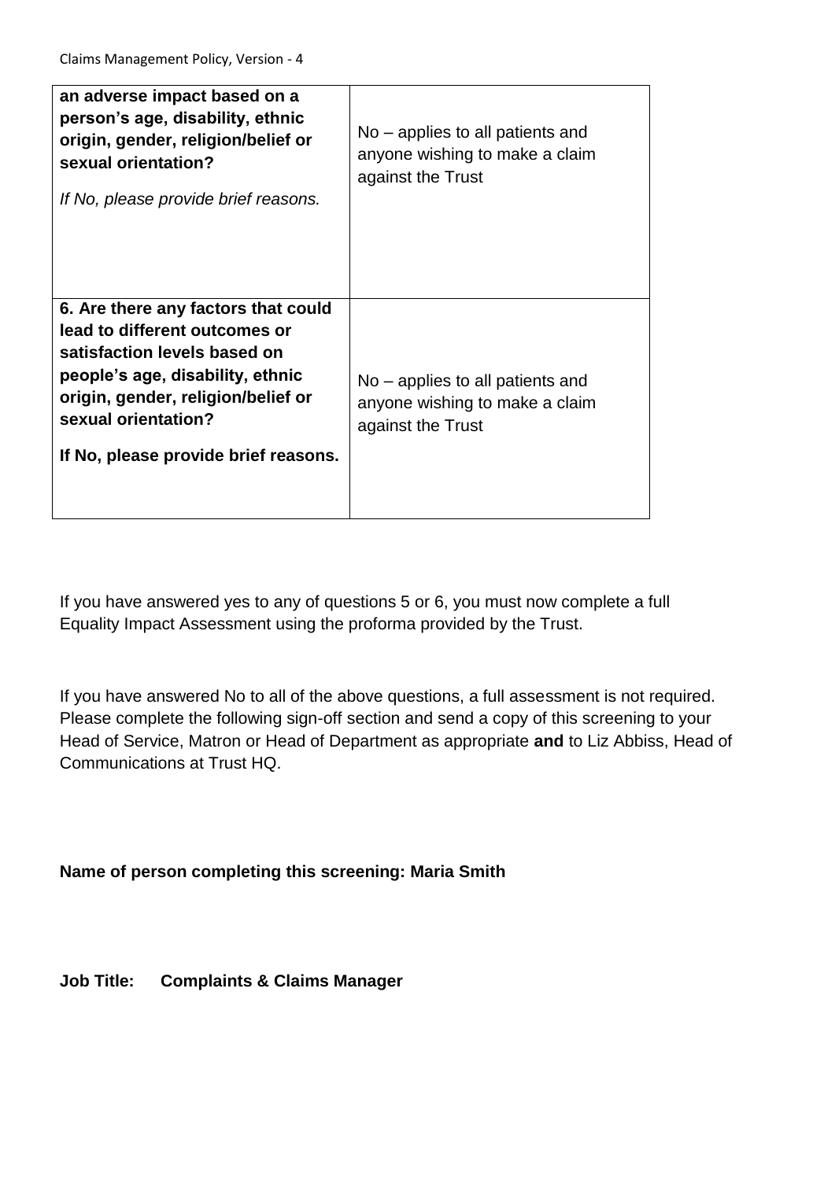| **an adverse impact based on a person's age, disability, ethnic origin, gender, religion/belief or sexual orientation?**<br><br>*If No, please provide brief reasons.* | No – applies to all patients and anyone wishing to make a claim against the Trust |
|---|---|
| **6. Are there any factors that could lead to different outcomes or satisfaction levels based on people's age, disability, ethnic origin, gender, religion/belief or sexual orientation?**<br><br>**If No, please provide brief reasons.** | No – applies to all patients and anyone wishing to make a claim against the Trust |

If you have answered yes to any of questions 5 or 6, you must now complete a full Equality Impact Assessment using the proforma provided by the Trust.

If you have answered No to all of the above questions, a full assessment is not required. Please complete the following sign-off section and send a copy of this screening to your Head of Service, Matron or Head of Department as appropriate **and** to Liz Abbiss, Head of Communications at Trust HQ.

**Name of person completing this screening: Maria Smith**

**Job Title: Complaints & Claims Manager**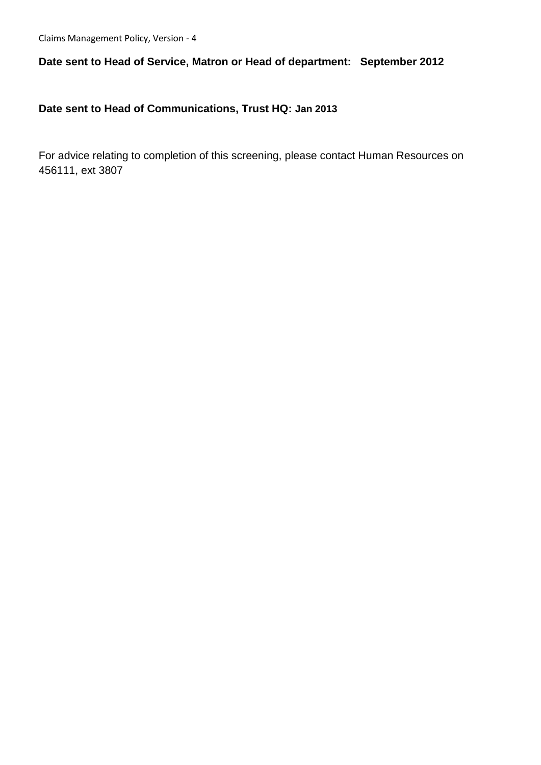**Date sent to Head of Service, Matron or Head of department: September 2012**

**Date sent to Head of Communications, Trust HQ: Jan 2013**

For advice relating to completion of this screening, please contact Human Resources on 456111, ext 3807